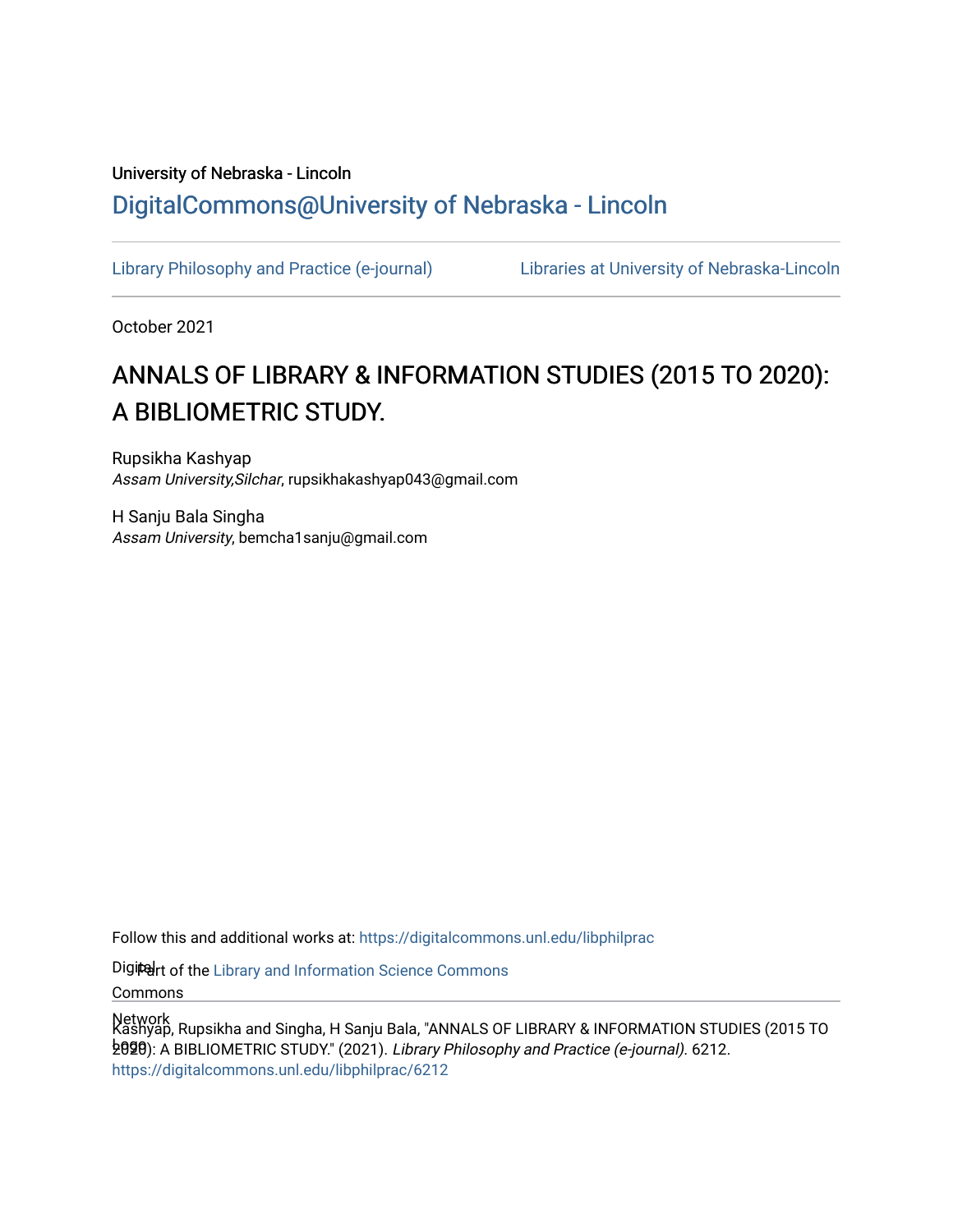University of Nebraska - Lincoln

DigitalCommons@University of Nebraska - Lincoln

Library Philosophy and Practice (e-journal) | Libraries at University of Nebraska-Lincoln

October 2021

# ANNALS OF LIBRARY & INFORMATION STUDIES (2015 TO 2020): A BIBLIOMETRIC STUDY.

Rupsikha Kashyap
*Assam University,Silchar*, rupsikhakashyap043@gmail.com

H Sanju Bala Singha
*Assam University*, bemcha1sanju@gmail.com

Follow this and additional works at: https://digitalcommons.unl.edu/libphilprac

Part of the Library and Information Science Commons

Kashyap, Rupsikha and Singha, H Sanju Bala, "ANNALS OF LIBRARY & INFORMATION STUDIES (2015 TO 2020): A BIBLIOMETRIC STUDY." (2021). *Library Philosophy and Practice (e-journal)*. 6212.
https://digitalcommons.unl.edu/libphilprac/6212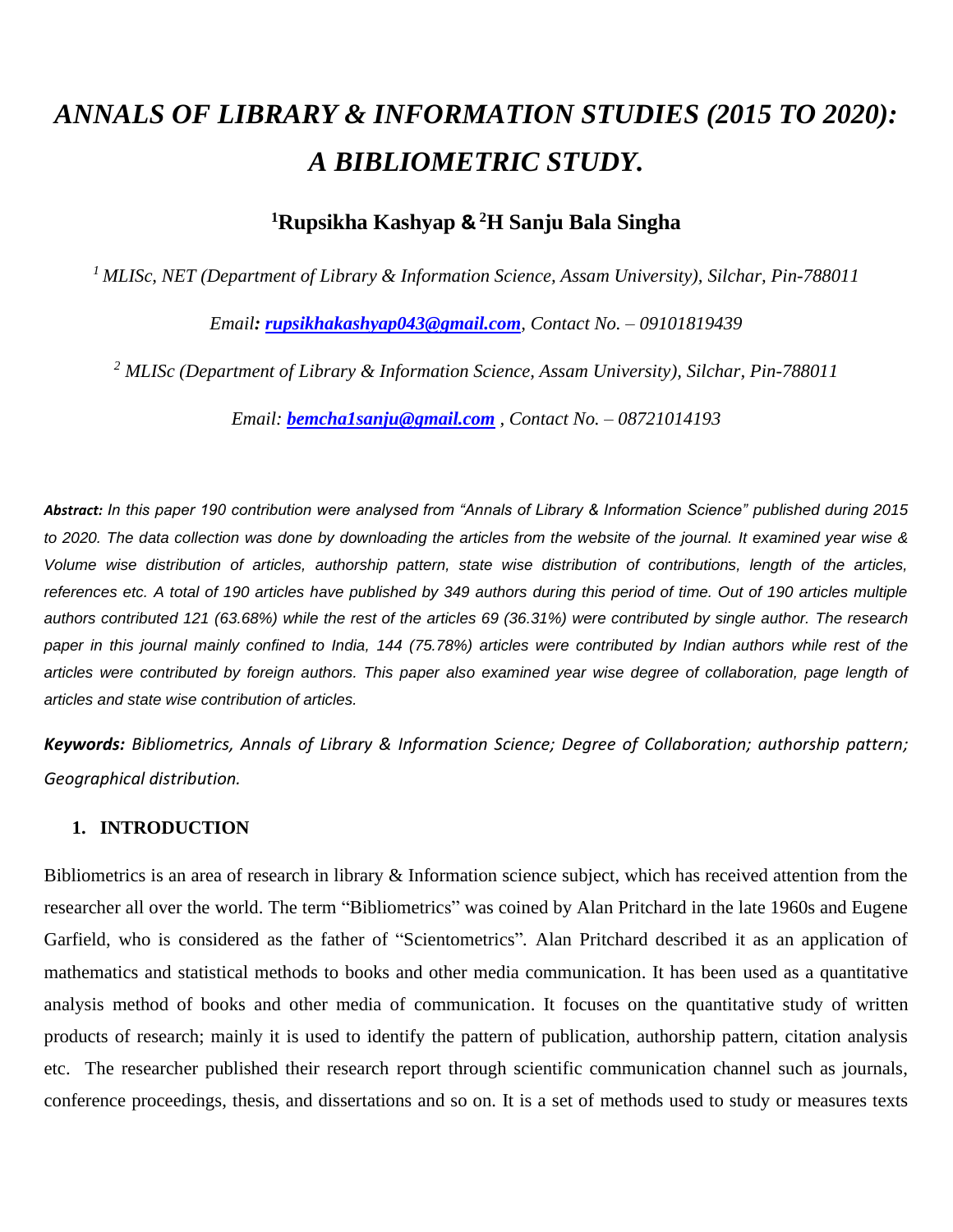// Wait — output must be markdown only. Correcting below.

# *ANNALS OF LIBRARY & INFORMATION STUDIES (2015 TO 2020): A BIBLIOMETRIC STUDY.*

**[1]Rupsikha Kashyap & [2]H Sanju Bala Singha**

*[1] MLISc, NET (Department of Library & Information Science, Assam University), Silchar, Pin-788011*

*Email: rupsikhakashyap043@gmail.com, Contact No. – 09101819439*

*[2] MLISc (Department of Library & Information Science, Assam University), Silchar, Pin-788011*

*Email: bemcha1sanju@gmail.com , Contact No. – 08721014193*

***Abstract:*** *In this paper 190 contribution were analysed from "Annals of Library & Information Science" published during 2015 to 2020. The data collection was done by downloading the articles from the website of the journal. It examined year wise & Volume wise distribution of articles, authorship pattern, state wise distribution of contributions, length of the articles, references etc. A total of 190 articles have published by 349 authors during this period of time. Out of 190 articles multiple authors contributed 121 (63.68%) while the rest of the articles 69 (36.31%) were contributed by single author. The research paper in this journal mainly confined to India, 144 (75.78%) articles were contributed by Indian authors while rest of the articles were contributed by foreign authors. This paper also examined year wise degree of collaboration, page length of articles and state wise contribution of articles.*

***Keywords:*** *Bibliometrics, Annals of Library & Information Science; Degree of Collaboration; authorship pattern; Geographical distribution.*

## 1. INTRODUCTION

Bibliometrics is an area of research in library & Information science subject, which has received attention from the researcher all over the world. The term "Bibliometrics" was coined by Alan Pritchard in the late 1960s and Eugene Garfield, who is considered as the father of "Scientometrics". Alan Pritchard described it as an application of mathematics and statistical methods to books and other media communication. It has been used as a quantitative analysis method of books and other media of communication. It focuses on the quantitative study of written products of research; mainly it is used to identify the pattern of publication, authorship pattern, citation analysis etc. The researcher published their research report through scientific communication channel such as journals, conference proceedings, thesis, and dissertations and so on. It is a set of methods used to study or measures texts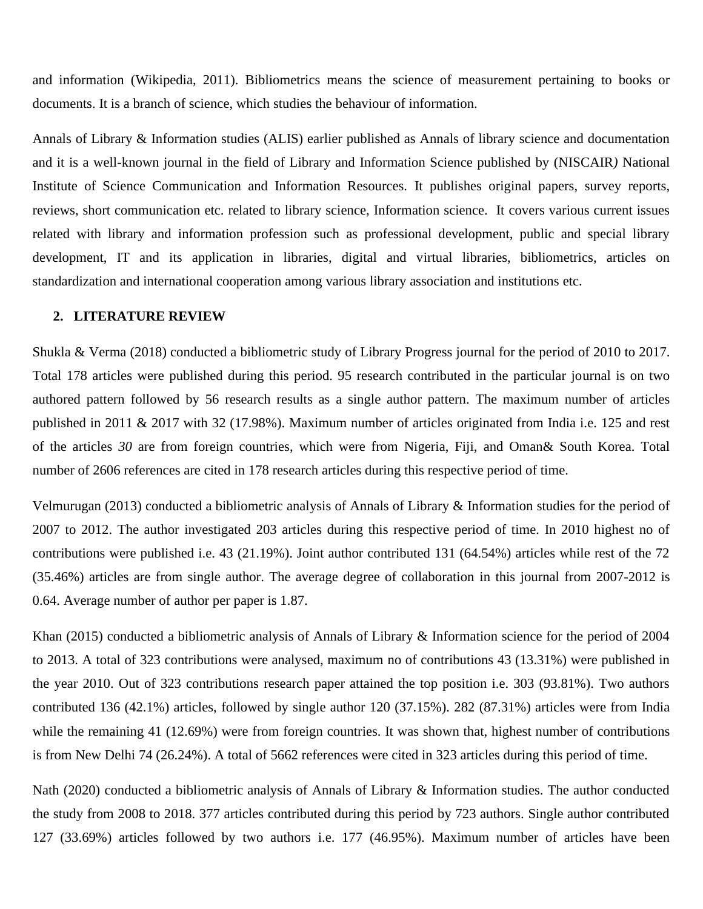and information (Wikipedia, 2011). Bibliometrics means the science of measurement pertaining to books or documents. It is a branch of science, which studies the behaviour of information.

Annals of Library & Information studies (ALIS) earlier published as Annals of library science and documentation and it is a well-known journal in the field of Library and Information Science published by (NISCAIR*)* National Institute of Science Communication and Information Resources. It publishes original papers, survey reports, reviews, short communication etc. related to library science, Information science. It covers various current issues related with library and information profession such as professional development, public and special library development, IT and its application in libraries, digital and virtual libraries, bibliometrics, articles on standardization and international cooperation among various library association and institutions etc.

## 2. LITERATURE REVIEW

Shukla & Verma (2018) conducted a bibliometric study of Library Progress journal for the period of 2010 to 2017. Total 178 articles were published during this period. 95 research contributed in the particular journal is on two authored pattern followed by 56 research results as a single author pattern. The maximum number of articles published in 2011 & 2017 with 32 (17.98%). Maximum number of articles originated from India i.e. 125 and rest of the articles *30* are from foreign countries, which were from Nigeria, Fiji, and Oman& South Korea. Total number of 2606 references are cited in 178 research articles during this respective period of time.

Velmurugan (2013) conducted a bibliometric analysis of Annals of Library & Information studies for the period of 2007 to 2012. The author investigated 203 articles during this respective period of time. In 2010 highest no of contributions were published i.e. 43 (21.19%). Joint author contributed 131 (64.54%) articles while rest of the 72 (35.46%) articles are from single author. The average degree of collaboration in this journal from 2007-2012 is 0.64. Average number of author per paper is 1.87.

Khan (2015) conducted a bibliometric analysis of Annals of Library & Information science for the period of 2004 to 2013. A total of 323 contributions were analysed, maximum no of contributions 43 (13.31%) were published in the year 2010. Out of 323 contributions research paper attained the top position i.e. 303 (93.81%). Two authors contributed 136 (42.1%) articles, followed by single author 120 (37.15%). 282 (87.31%) articles were from India while the remaining 41 (12.69%) were from foreign countries. It was shown that, highest number of contributions is from New Delhi 74 (26.24%). A total of 5662 references were cited in 323 articles during this period of time.

Nath (2020) conducted a bibliometric analysis of Annals of Library & Information studies. The author conducted the study from 2008 to 2018. 377 articles contributed during this period by 723 authors. Single author contributed 127 (33.69%) articles followed by two authors i.e. 177 (46.95%). Maximum number of articles have been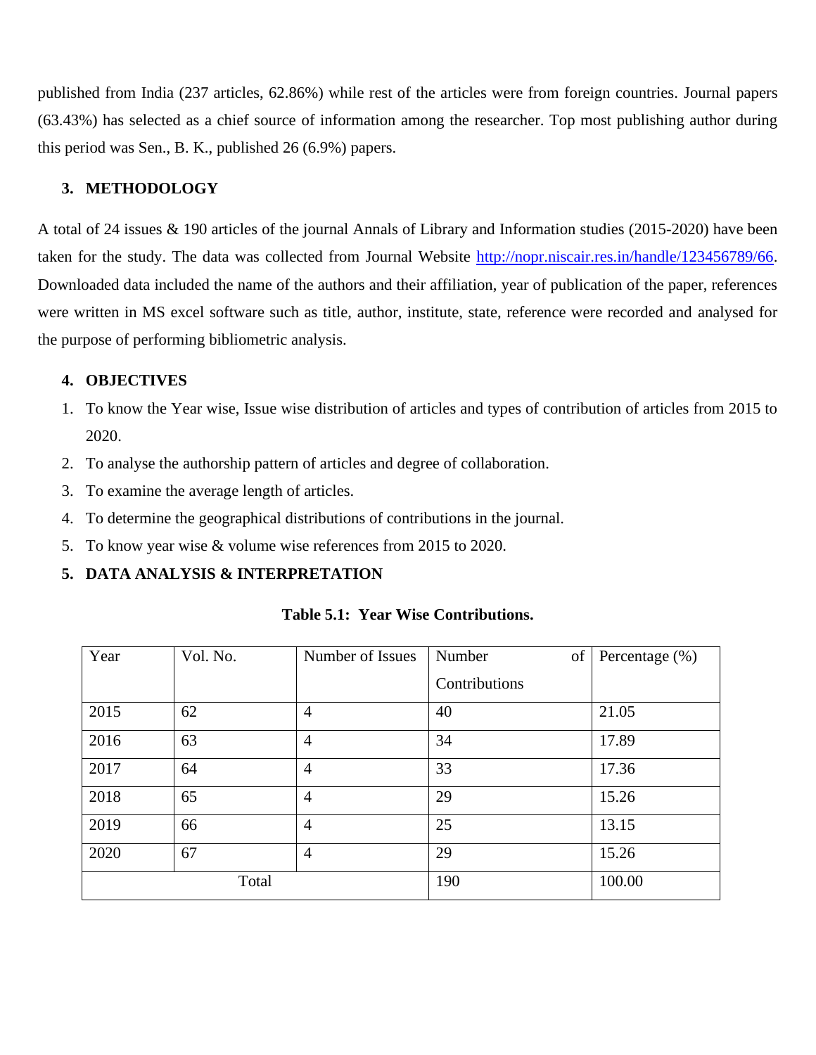published from India (237 articles, 62.86%) while rest of the articles were from foreign countries. Journal papers (63.43%) has selected as a chief source of information among the researcher. Top most publishing author during this period was Sen., B. K., published 26 (6.9%) papers.

## 3. METHODOLOGY

A total of 24 issues & 190 articles of the journal Annals of Library and Information studies (2015-2020) have been taken for the study. The data was collected from Journal Website http://nopr.niscair.res.in/handle/123456789/66. Downloaded data included the name of the authors and their affiliation, year of publication of the paper, references were written in MS excel software such as title, author, institute, state, reference were recorded and analysed for the purpose of performing bibliometric analysis.

## 4. OBJECTIVES

1. To know the Year wise, Issue wise distribution of articles and types of contribution of articles from 2015 to 2020.
2. To analyse the authorship pattern of articles and degree of collaboration.
3. To examine the average length of articles.
4. To determine the geographical distributions of contributions in the journal.
5. To know year wise & volume wise references from 2015 to 2020.

## 5. DATA ANALYSIS & INTERPRETATION

**Table 5.1: Year Wise Contributions.**

| Year | Vol. No. | Number of Issues | Number of Contributions | Percentage (%) |
|---|---|---|---|---|
| 2015 | 62 | 4 | 40 | 21.05 |
| 2016 | 63 | 4 | 34 | 17.89 |
| 2017 | 64 | 4 | 33 | 17.36 |
| 2018 | 65 | 4 | 29 | 15.26 |
| 2019 | 66 | 4 | 25 | 13.15 |
| 2020 | 67 | 4 | 29 | 15.26 |
| Total | | | 190 | 100.00 |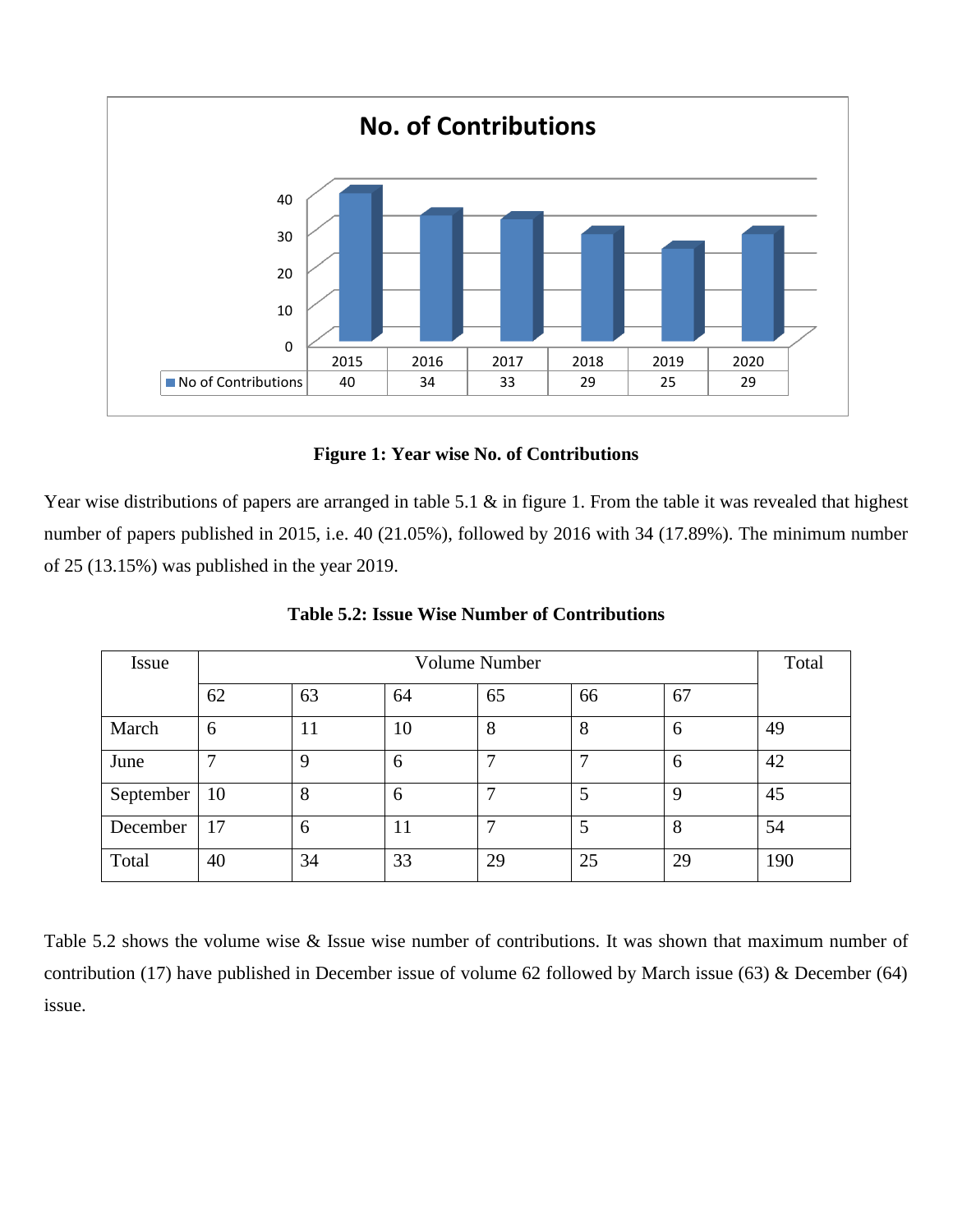**No. of Contributions**

| | 2015 | 2016 | 2017 | 2018 | 2019 | 2020 |
|---|---|---|---|---|---|---|
| No of Contributions | 40 | 34 | 33 | 29 | 25 | 29 |

**Figure 1: Year wise No. of Contributions**

Year wise distributions of papers are arranged in table 5.1 & in figure 1. From the table it was revealed that highest number of papers published in 2015, i.e. 40 (21.05%), followed by 2016 with 34 (17.89%). The minimum number of 25 (13.15%) was published in the year 2019.

**Table 5.2: Issue Wise Number of Contributions**

| Issue | Volume Number | | | | | | Total |
|---|---|---|---|---|---|---|---|
| | 62 | 63 | 64 | 65 | 66 | 67 | |
| March | 6 | 11 | 10 | 8 | 8 | 6 | 49 |
| June | 7 | 9 | 6 | 7 | 7 | 6 | 42 |
| September | 10 | 8 | 6 | 7 | 5 | 9 | 45 |
| December | 17 | 6 | 11 | 7 | 5 | 8 | 54 |
| Total | 40 | 34 | 33 | 29 | 25 | 29 | 190 |

Table 5.2 shows the volume wise & Issue wise number of contributions. It was shown that maximum number of contribution (17) have published in December issue of volume 62 followed by March issue (63) & December (64) issue.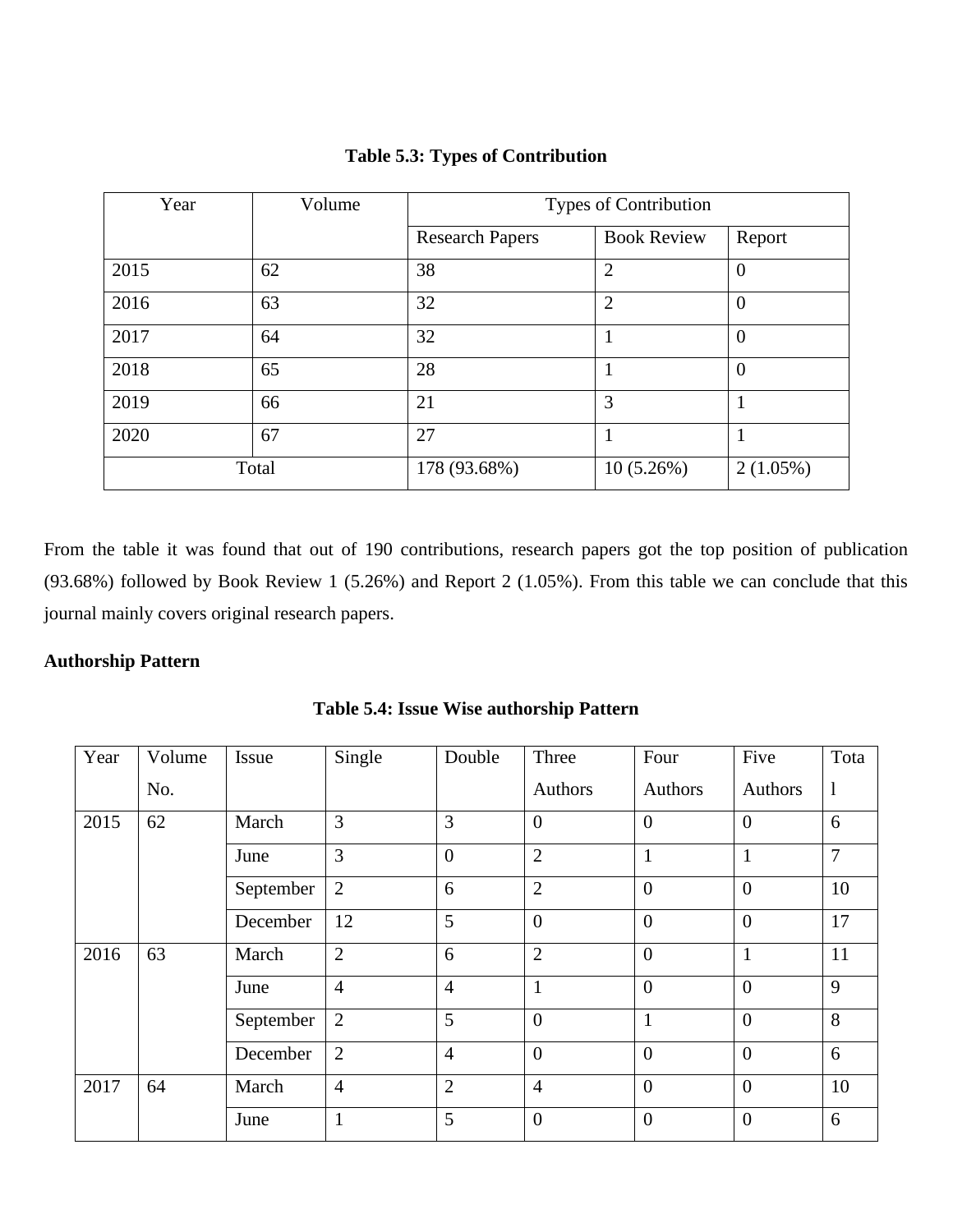**Table 5.3: Types of Contribution**

| Year | Volume | Types of Contribution | | |
|---|---|---|---|---|
| | | Research Papers | Book Review | Report |
| 2015 | 62 | 38 | 2 | 0 |
| 2016 | 63 | 32 | 2 | 0 |
| 2017 | 64 | 32 | 1 | 0 |
| 2018 | 65 | 28 | 1 | 0 |
| 2019 | 66 | 21 | 3 | 1 |
| 2020 | 67 | 27 | 1 | 1 |
| Total | | 178 (93.68%) | 10 (5.26%) | 2 (1.05%) |

From the table it was found that out of 190 contributions, research papers got the top position of publication (93.68%) followed by Book Review 1 (5.26%) and Report 2 (1.05%). From this table we can conclude that this journal mainly covers original research papers.

**Authorship Pattern**

**Table 5.4: Issue Wise authorship Pattern**

| Year | Volume No. | Issue | Single | Double | Three Authors | Four Authors | Five Authors | Total |
|---|---|---|---|---|---|---|---|---|
| 2015 | 62 | March | 3 | 3 | 0 | 0 | 0 | 6 |
| | | June | 3 | 0 | 2 | 1 | 1 | 7 |
| | | September | 2 | 6 | 2 | 0 | 0 | 10 |
| | | December | 12 | 5 | 0 | 0 | 0 | 17 |
| 2016 | 63 | March | 2 | 6 | 2 | 0 | 1 | 11 |
| | | June | 4 | 4 | 1 | 0 | 0 | 9 |
| | | September | 2 | 5 | 0 | 1 | 0 | 8 |
| | | December | 2 | 4 | 0 | 0 | 0 | 6 |
| 2017 | 64 | March | 4 | 2 | 4 | 0 | 0 | 10 |
| | | June | 1 | 5 | 0 | 0 | 0 | 6 |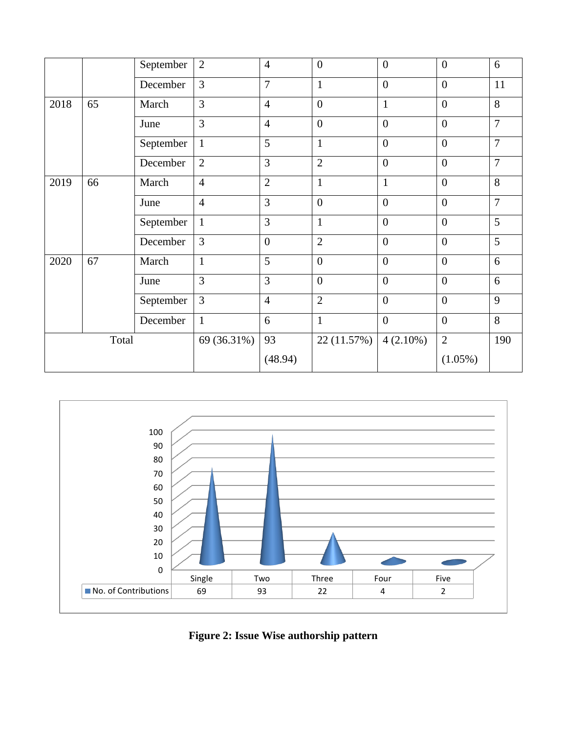|  |  | September | 2 | 4 | 0 | 0 | 0 | 6 |
|---|---|---|---|---|---|---|---|---|
|  |  | December | 3 | 7 | 1 | 0 | 0 | 11 |
| 2018 | 65 | March | 3 | 4 | 0 | 1 | 0 | 8 |
|  |  | June | 3 | 4 | 0 | 0 | 0 | 7 |
|  |  | September | 1 | 5 | 1 | 0 | 0 | 7 |
|  |  | December | 2 | 3 | 2 | 0 | 0 | 7 |
| 2019 | 66 | March | 4 | 2 | 1 | 1 | 0 | 8 |
|  |  | June | 4 | 3 | 0 | 0 | 0 | 7 |
|  |  | September | 1 | 3 | 1 | 0 | 0 | 5 |
|  |  | December | 3 | 0 | 2 | 0 | 0 | 5 |
| 2020 | 67 | March | 1 | 5 | 0 | 0 | 0 | 6 |
|  |  | June | 3 | 3 | 0 | 0 | 0 | 6 |
|  |  | September | 3 | 4 | 2 | 0 | 0 | 9 |
|  |  | December | 1 | 6 | 1 | 0 | 0 | 8 |
| Total |  |  | 69 (36.31%) | 93 (48.94) | 22 (11.57%) | 4 (2.10%) | 2 (1.05%) | 190 |

|  | Single | Two | Three | Four | Five |
|---|---|---|---|---|---|
| No. of Contributions | 69 | 93 | 22 | 4 | 2 |

**Figure 2: Issue Wise authorship pattern**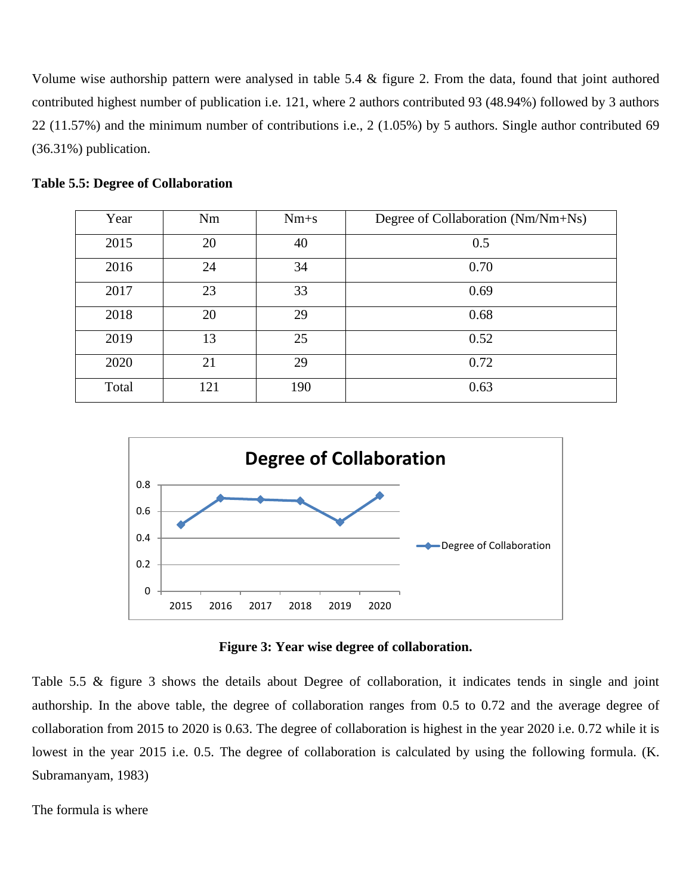Volume wise authorship pattern were analysed in table 5.4 & figure 2. From the data, found that joint authored contributed highest number of publication i.e. 121, where 2 authors contributed 93 (48.94%) followed by 3 authors 22 (11.57%) and the minimum number of contributions i.e., 2 (1.05%) by 5 authors. Single author contributed 69 (36.31%) publication.

**Table 5.5: Degree of Collaboration**

| Year | Nm | Nm+s | Degree of Collaboration (Nm/Nm+Ns) |
|---|---|---|---|
| 2015 | 20 | 40 | 0.5 |
| 2016 | 24 | 34 | 0.70 |
| 2017 | 23 | 33 | 0.69 |
| 2018 | 20 | 29 | 0.68 |
| 2019 | 13 | 25 | 0.52 |
| 2020 | 21 | 29 | 0.72 |
| Total | 121 | 190 | 0.63 |

**Figure 3: Year wise degree of collaboration.**

Table 5.5 & figure 3 shows the details about Degree of collaboration, it indicates tends in single and joint authorship. In the above table, the degree of collaboration ranges from 0.5 to 0.72 and the average degree of collaboration from 2015 to 2020 is 0.63. The degree of collaboration is highest in the year 2020 i.e. 0.72 while it is lowest in the year 2015 i.e. 0.5. The degree of collaboration is calculated by using the following formula. (K. Subramanyam, 1983)

The formula is where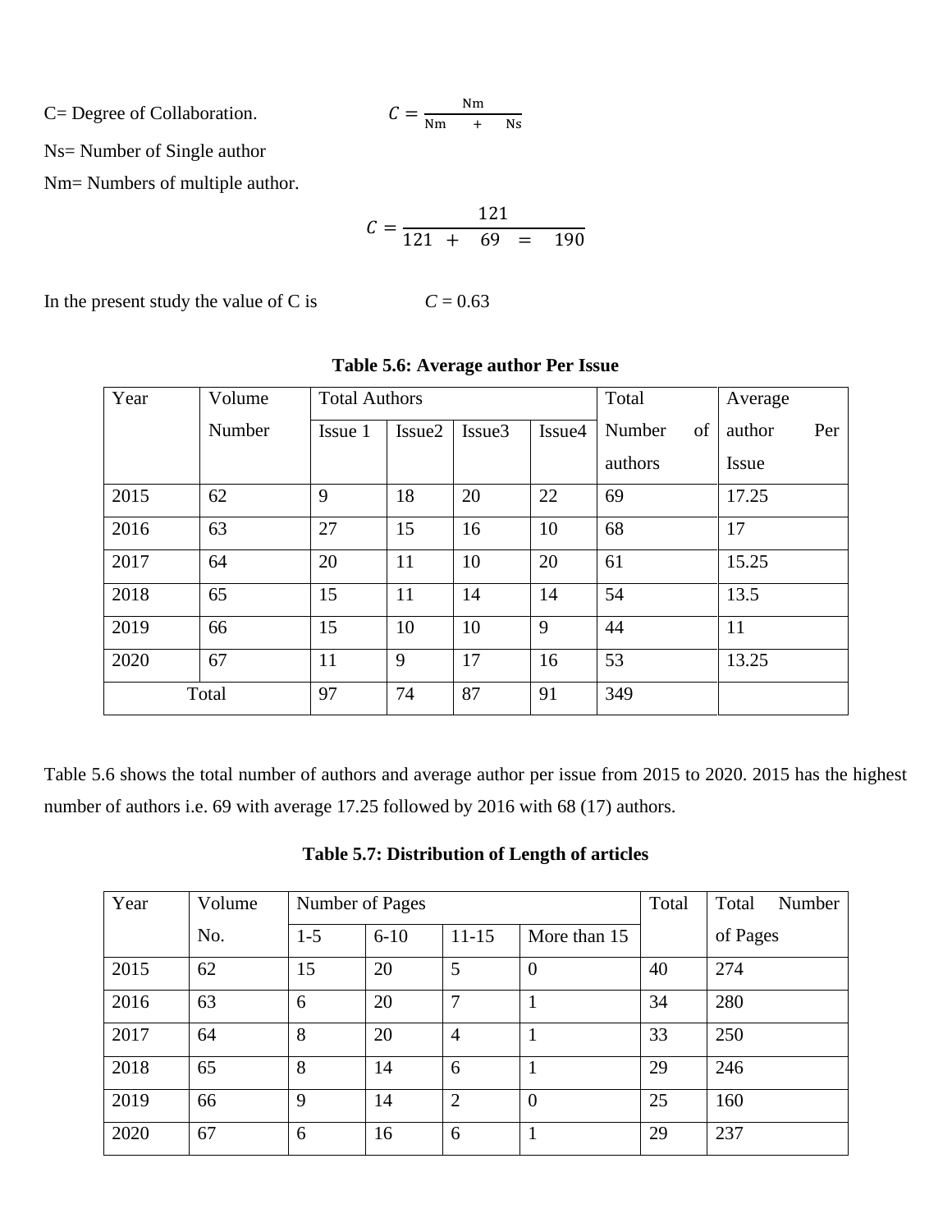C= Degree of Collaboration. $C = \frac{\text{Nm}}{\text{Nm} + \text{Ns}}$

Ns= Number of Single author

Nm= Numbers of multiple author.

$$C = \frac{121}{121 + 69 = 190}$$

In the present study the value of C is $C = 0.63$

**Table 5.6: Average author Per Issue**

| Year | Volume Number | Total Authors | | | | Total Number of authors | Average author Per Issue |
|---|---|---|---|---|---|---|---|
| | | Issue 1 | Issue2 | Issue3 | Issue4 | | |
| 2015 | 62 | 9 | 18 | 20 | 22 | 69 | 17.25 |
| 2016 | 63 | 27 | 15 | 16 | 10 | 68 | 17 |
| 2017 | 64 | 20 | 11 | 10 | 20 | 61 | 15.25 |
| 2018 | 65 | 15 | 11 | 14 | 14 | 54 | 13.5 |
| 2019 | 66 | 15 | 10 | 10 | 9 | 44 | 11 |
| 2020 | 67 | 11 | 9 | 17 | 16 | 53 | 13.25 |
| Total | | 97 | 74 | 87 | 91 | 349 | |

Table 5.6 shows the total number of authors and average author per issue from 2015 to 2020. 2015 has the highest number of authors i.e. 69 with average 17.25 followed by 2016 with 68 (17) authors.

**Table 5.7: Distribution of Length of articles**

| Year | Volume No. | Number of Pages | | | | Total | Total Number of Pages |
|---|---|---|---|---|---|---|---|
| | | 1-5 | 6-10 | 11-15 | More than 15 | | |
| 2015 | 62 | 15 | 20 | 5 | 0 | 40 | 274 |
| 2016 | 63 | 6 | 20 | 7 | 1 | 34 | 280 |
| 2017 | 64 | 8 | 20 | 4 | 1 | 33 | 250 |
| 2018 | 65 | 8 | 14 | 6 | 1 | 29 | 246 |
| 2019 | 66 | 9 | 14 | 2 | 0 | 25 | 160 |
| 2020 | 67 | 6 | 16 | 6 | 1 | 29 | 237 |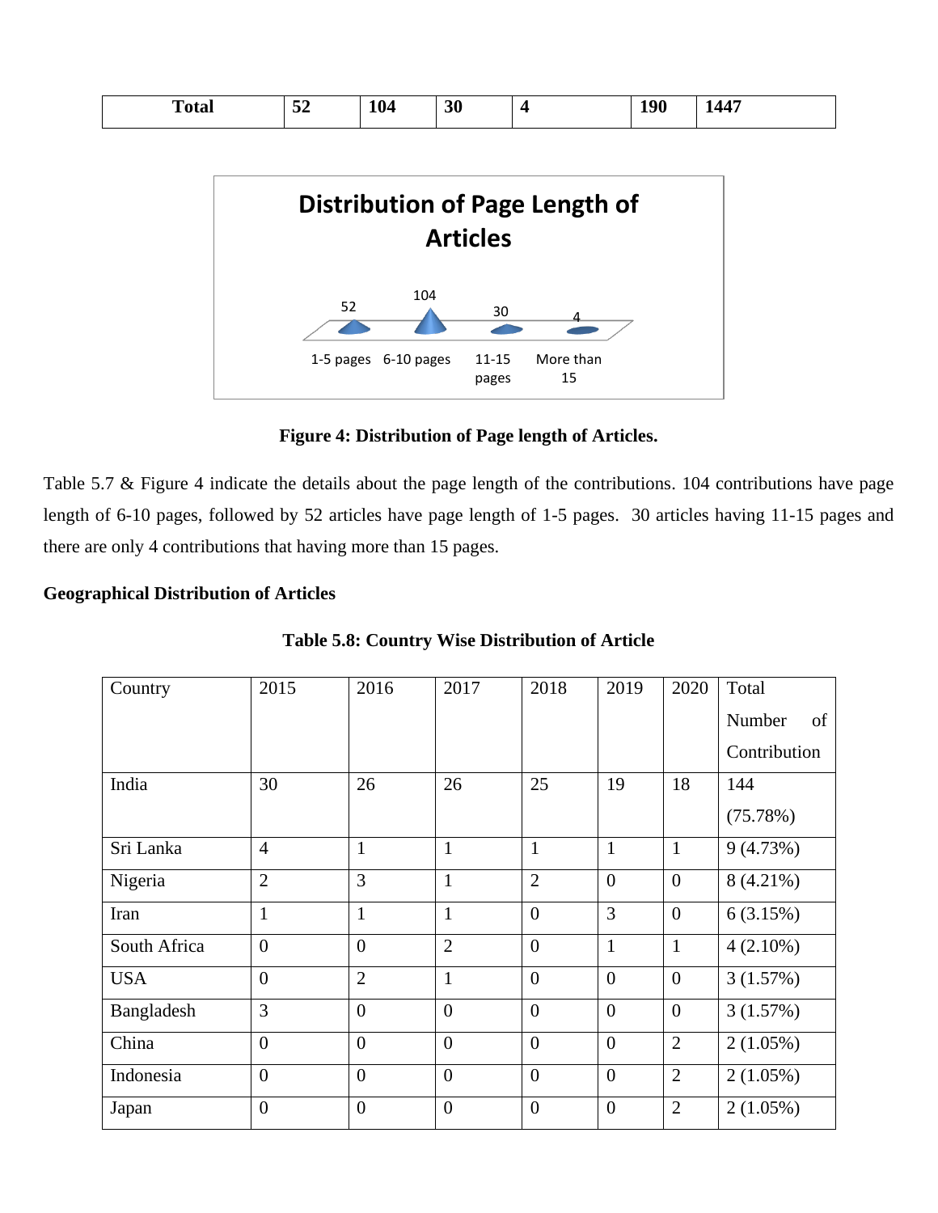| Total | 52 | 104 | 30 | 4 | 190 | 1447 |
|---|---|---|---|---|---|---|

Figure 4: Distribution of Page length of Articles.

Table 5.7 & Figure 4 indicate the details about the page length of the contributions. 104 contributions have page length of 6-10 pages, followed by 52 articles have page length of 1-5 pages. 30 articles having 11-15 pages and there are only 4 contributions that having more than 15 pages.

**Geographical Distribution of Articles**

**Table 5.8: Country Wise Distribution of Article**

| Country | 2015 | 2016 | 2017 | 2018 | 2019 | 2020 | Total Number of Contribution |
|---|---|---|---|---|---|---|---|
| India | 30 | 26 | 26 | 25 | 19 | 18 | 144 (75.78%) |
| Sri Lanka | 4 | 1 | 1 | 1 | 1 | 1 | 9 (4.73%) |
| Nigeria | 2 | 3 | 1 | 2 | 0 | 0 | 8 (4.21%) |
| Iran | 1 | 1 | 1 | 0 | 3 | 0 | 6 (3.15%) |
| South Africa | 0 | 0 | 2 | 0 | 1 | 1 | 4 (2.10%) |
| USA | 0 | 2 | 1 | 0 | 0 | 0 | 3 (1.57%) |
| Bangladesh | 3 | 0 | 0 | 0 | 0 | 0 | 3 (1.57%) |
| China | 0 | 0 | 0 | 0 | 0 | 2 | 2 (1.05%) |
| Indonesia | 0 | 0 | 0 | 0 | 0 | 2 | 2 (1.05%) |
| Japan | 0 | 0 | 0 | 0 | 0 | 2 | 2 (1.05%) |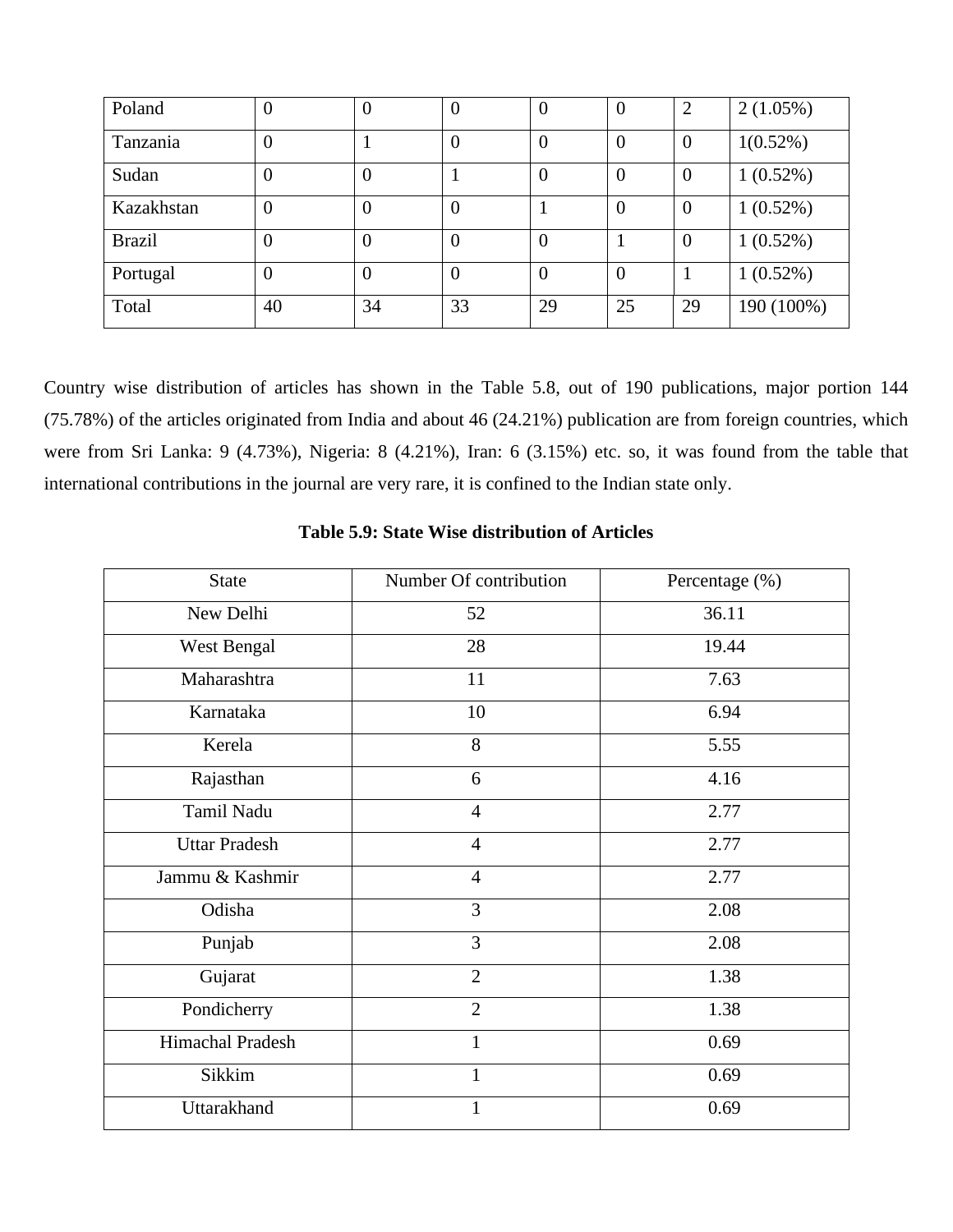| Poland | 0 | 0 | 0 | 0 | 0 | 2 | 2 (1.05%) |
|---|---|---|---|---|---|---|---|
| Tanzania | 0 | 1 | 0 | 0 | 0 | 0 | 1(0.52%) |
| Sudan | 0 | 0 | 1 | 0 | 0 | 0 | 1 (0.52%) |
| Kazakhstan | 0 | 0 | 0 | 1 | 0 | 0 | 1 (0.52%) |
| Brazil | 0 | 0 | 0 | 0 | 1 | 0 | 1 (0.52%) |
| Portugal | 0 | 0 | 0 | 0 | 0 | 1 | 1 (0.52%) |
| Total | 40 | 34 | 33 | 29 | 25 | 29 | 190 (100%) |

Country wise distribution of articles has shown in the Table 5.8, out of 190 publications, major portion 144 (75.78%) of the articles originated from India and about 46 (24.21%) publication are from foreign countries, which were from Sri Lanka: 9 (4.73%), Nigeria: 8 (4.21%), Iran: 6 (3.15%) etc. so, it was found from the table that international contributions in the journal are very rare, it is confined to the Indian state only.

**Table 5.9: State Wise distribution of Articles**

| State | Number Of contribution | Percentage (%) |
|---|---|---|
| New Delhi | 52 | 36.11 |
| West Bengal | 28 | 19.44 |
| Maharashtra | 11 | 7.63 |
| Karnataka | 10 | 6.94 |
| Kerela | 8 | 5.55 |
| Rajasthan | 6 | 4.16 |
| Tamil Nadu | 4 | 2.77 |
| Uttar Pradesh | 4 | 2.77 |
| Jammu & Kashmir | 4 | 2.77 |
| Odisha | 3 | 2.08 |
| Punjab | 3 | 2.08 |
| Gujarat | 2 | 1.38 |
| Pondicherry | 2 | 1.38 |
| Himachal Pradesh | 1 | 0.69 |
| Sikkim | 1 | 0.69 |
| Uttarakhand | 1 | 0.69 |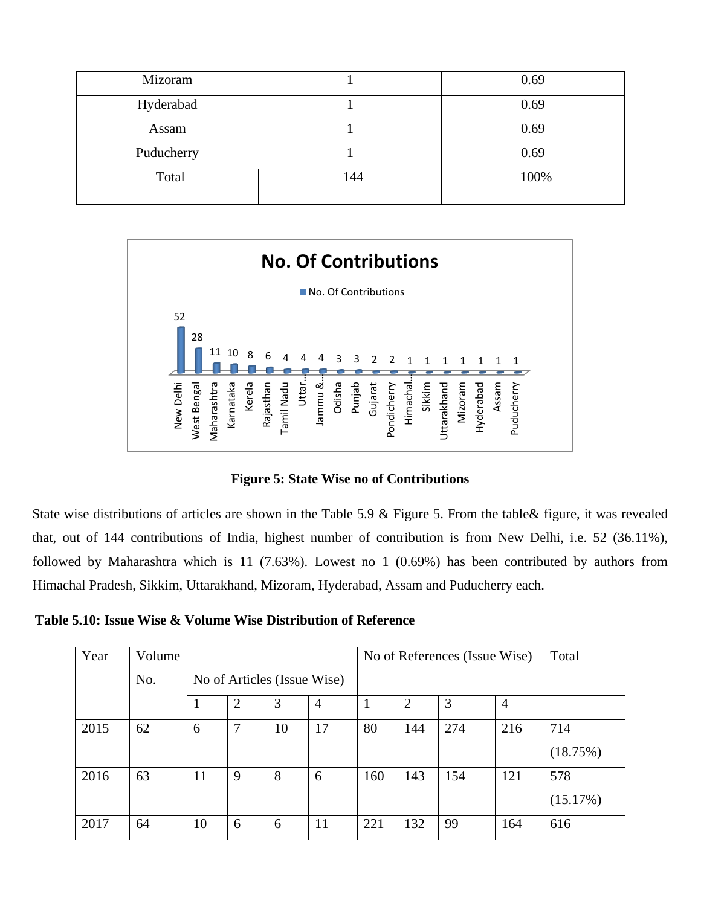| Mizoram | 1 | 0.69 |
|---|---|---|
| Hyderabad | 1 | 0.69 |
| Assam | 1 | 0.69 |
| Puducherry | 1 | 0.69 |
| Total | 144 | 100% |

**Figure 5: State Wise no of Contributions**

State wise distributions of articles are shown in the Table 5.9 & Figure 5. From the table& figure, it was revealed that, out of 144 contributions of India, highest number of contribution is from New Delhi, i.e. 52 (36.11%), followed by Maharashtra which is 11 (7.63%). Lowest no 1 (0.69%) has been contributed by authors from Himachal Pradesh, Sikkim, Uttarakhand, Mizoram, Hyderabad, Assam and Puducherry each.

**Table 5.10: Issue Wise & Volume Wise Distribution of Reference**

| Year | Volume No. | No of Articles (Issue Wise) | | | | No of References (Issue Wise) | | | | Total |
|---|---|---|---|---|---|---|---|---|---|---|
| | | 1 | 2 | 3 | 4 | 1 | 2 | 3 | 4 | |
| 2015 | 62 | 6 | 7 | 10 | 17 | 80 | 144 | 274 | 216 | 714 (18.75%) |
| 2016 | 63 | 11 | 9 | 8 | 6 | 160 | 143 | 154 | 121 | 578 (15.17%) |
| 2017 | 64 | 10 | 6 | 6 | 11 | 221 | 132 | 99 | 164 | 616 |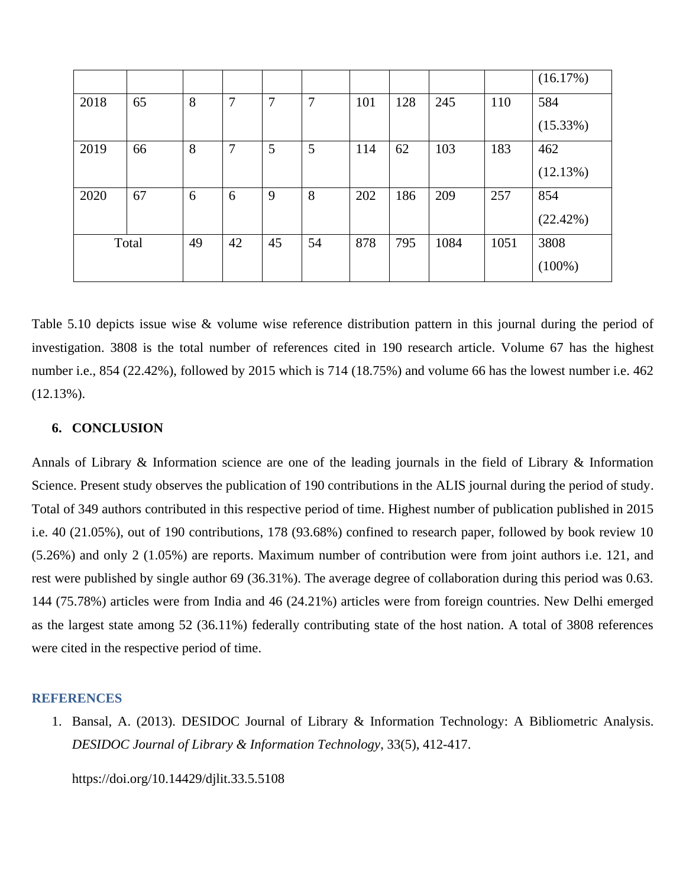| | | | | | | | | | | (16.17%) |
|---|---|---|---|---|---|---|---|---|---|---|
| 2018 | 65 | 8 | 7 | 7 | 7 | 101 | 128 | 245 | 110 | 584 (15.33%) |
| 2019 | 66 | 8 | 7 | 5 | 5 | 114 | 62 | 103 | 183 | 462 (12.13%) |
| 2020 | 67 | 6 | 6 | 9 | 8 | 202 | 186 | 209 | 257 | 854 (22.42%) |
| Total | | 49 | 42 | 45 | 54 | 878 | 795 | 1084 | 1051 | 3808 (100%) |

Table 5.10 depicts issue wise & volume wise reference distribution pattern in this journal during the period of investigation. 3808 is the total number of references cited in 190 research article. Volume 67 has the highest number i.e., 854 (22.42%), followed by 2015 which is 714 (18.75%) and volume 66 has the lowest number i.e. 462 (12.13%).

## 6. CONCLUSION

Annals of Library & Information science are one of the leading journals in the field of Library & Information Science. Present study observes the publication of 190 contributions in the ALIS journal during the period of study. Total of 349 authors contributed in this respective period of time. Highest number of publication published in 2015 i.e. 40 (21.05%), out of 190 contributions, 178 (93.68%) confined to research paper, followed by book review 10 (5.26%) and only 2 (1.05%) are reports. Maximum number of contribution were from joint authors i.e. 121, and rest were published by single author 69 (36.31%). The average degree of collaboration during this period was 0.63. 144 (75.78%) articles were from India and 46 (24.21%) articles were from foreign countries. New Delhi emerged as the largest state among 52 (36.11%) federally contributing state of the host nation. A total of 3808 references were cited in the respective period of time.

## REFERENCES

1. Bansal, A. (2013). DESIDOC Journal of Library & Information Technology: A Bibliometric Analysis. *DESIDOC Journal of Library & Information Technology*, 33(5), 412-417.

   https://doi.org/10.14429/djlit.33.5.5108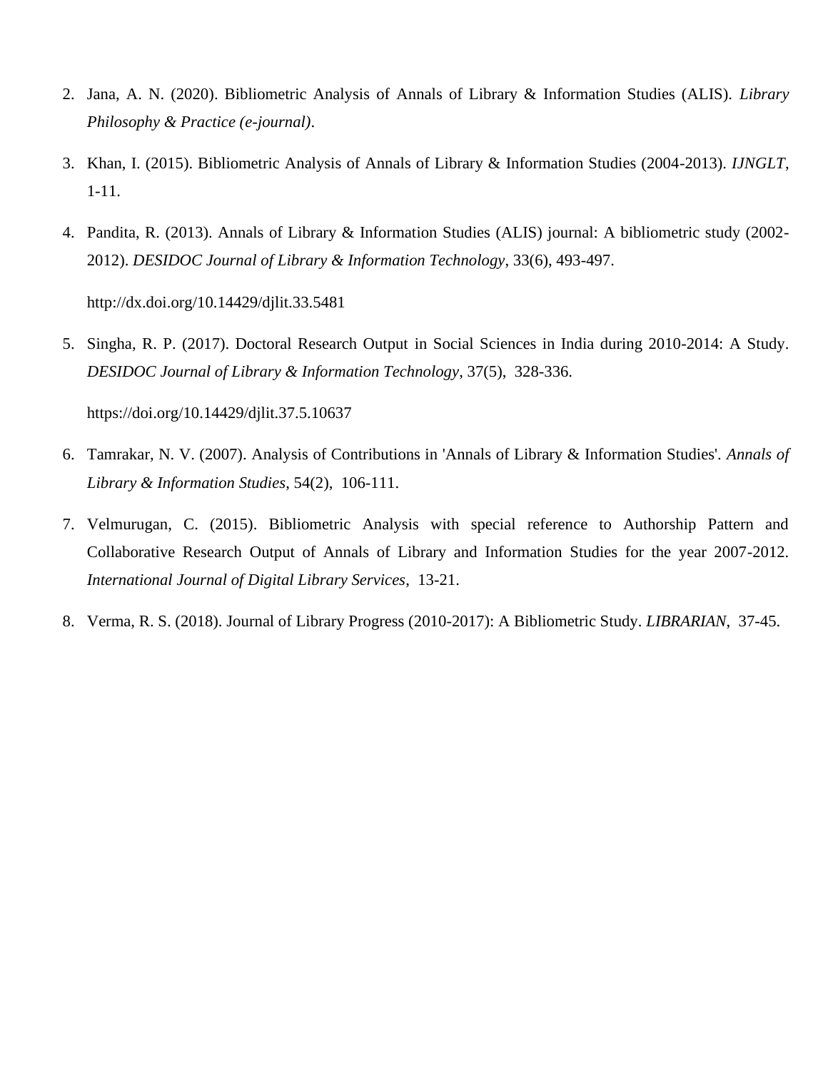2. Jana, A. N. (2020). Bibliometric Analysis of Annals of Library & Information Studies (ALIS). *Library Philosophy & Practice (e-journal)*.

3. Khan, I. (2015). Bibliometric Analysis of Annals of Library & Information Studies (2004-2013). *IJNGLT*, 1-11.

4. Pandita, R. (2013). Annals of Library & Information Studies (ALIS) journal: A bibliometric study (2002-2012). *DESIDOC Journal of Library & Information Technology*, 33(6), 493-497.

   http://dx.doi.org/10.14429/djlit.33.5481

5. Singha, R. P. (2017). Doctoral Research Output in Social Sciences in India during 2010-2014: A Study. *DESIDOC Journal of Library & Information Technology*, 37(5), 328-336.

   https://doi.org/10.14429/djlit.37.5.10637

6. Tamrakar, N. V. (2007). Analysis of Contributions in 'Annals of Library & Information Studies'. *Annals of Library & Information Studies*, 54(2), 106-111.

7. Velmurugan, C. (2015). Bibliometric Analysis with special reference to Authorship Pattern and Collaborative Research Output of Annals of Library and Information Studies for the year 2007-2012. *International Journal of Digital Library Services*, 13-21.

8. Verma, R. S. (2018). Journal of Library Progress (2010-2017): A Bibliometric Study. *LIBRARIAN*, 37-45.